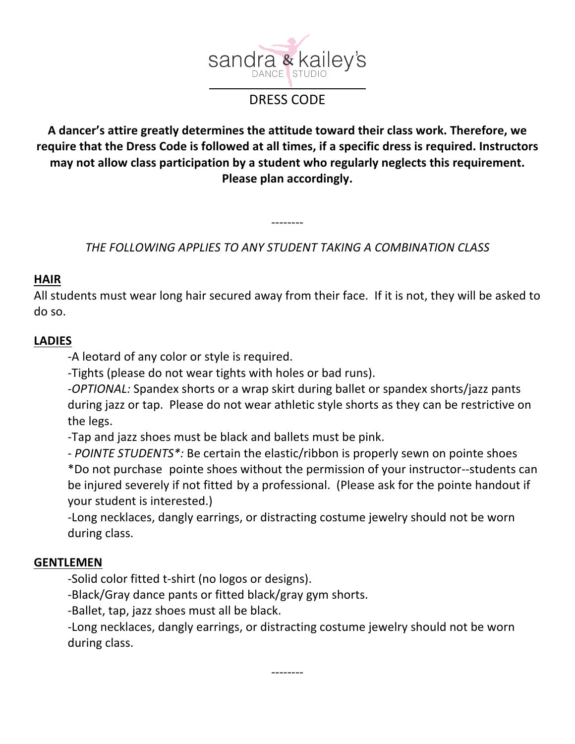sandra & kailey's
DANCE STUDIO

# DRESS CODE

**A dancer's attire greatly determines the attitude toward their class work. Therefore, we require that the Dress Code is followed at all times, if a specific dress is required. Instructors may not allow class participation by a student who regularly neglects this requirement. Please plan accordingly.**

--------

*THE FOLLOWING APPLIES TO ANY STUDENT TAKING A COMBINATION CLASS*

## HAIR

All students must wear long hair secured away from their face. If it is not, they will be asked to do so.

## LADIES

-A leotard of any color or style is required.

-Tights (please do not wear tights with holes or bad runs).

-*OPTIONAL:* Spandex shorts or a wrap skirt during ballet or spandex shorts/jazz pants during jazz or tap. Please do not wear athletic style shorts as they can be restrictive on the legs.

-Tap and jazz shoes must be black and ballets must be pink.

- *POINTE STUDENTS*:* Be certain the elastic/ribbon is properly sewn on pointe shoes
*Do not purchase pointe shoes without the permission of your instructor--students can be injured severely if not fitted by a professional. (Please ask for the pointe handout if your student is interested.)

-Long necklaces, dangly earrings, or distracting costume jewelry should not be worn during class.

## GENTLEMEN

-Solid color fitted t-shirt (no logos or designs).

-Black/Gray dance pants or fitted black/gray gym shorts.

-Ballet, tap, jazz shoes must all be black.

-Long necklaces, dangly earrings, or distracting costume jewelry should not be worn during class.

--------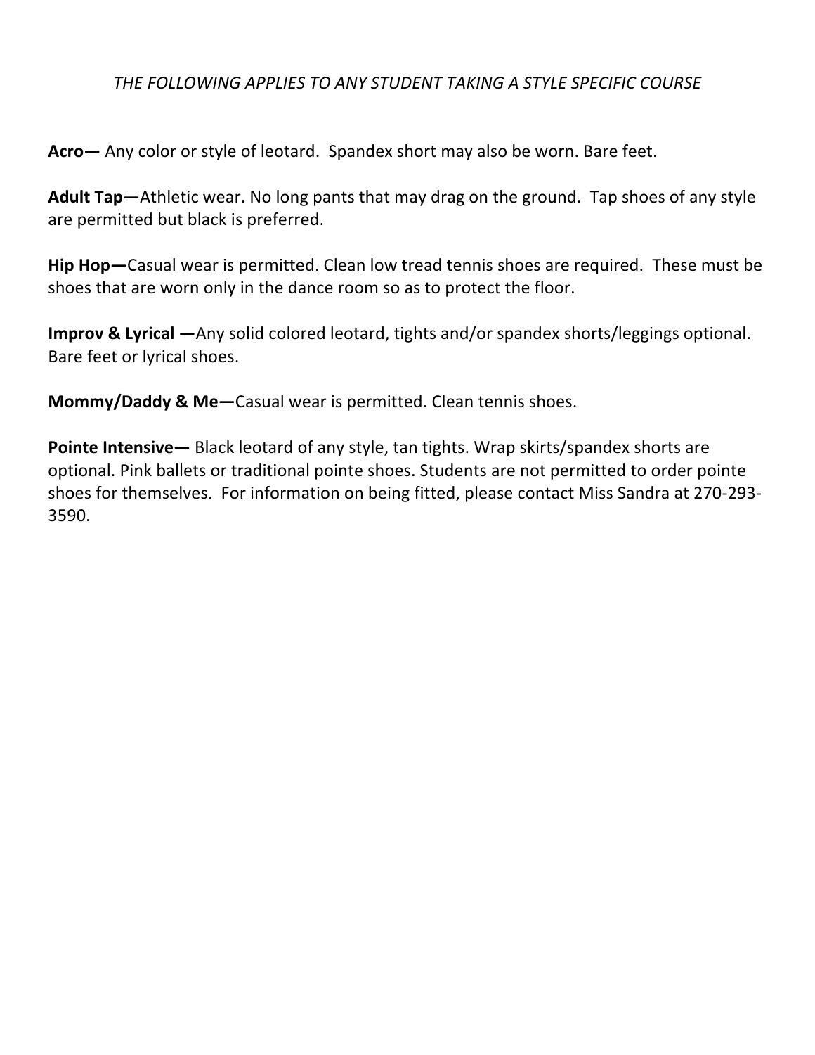*THE FOLLOWING APPLIES TO ANY STUDENT TAKING A STYLE SPECIFIC COURSE*

**Acro—** Any color or style of leotard. Spandex short may also be worn. Bare feet.

**Adult Tap—**Athletic wear. No long pants that may drag on the ground. Tap shoes of any style are permitted but black is preferred.

**Hip Hop—**Casual wear is permitted. Clean low tread tennis shoes are required. These must be shoes that are worn only in the dance room so as to protect the floor.

**Improv & Lyrical —**Any solid colored leotard, tights and/or spandex shorts/leggings optional. Bare feet or lyrical shoes.

**Mommy/Daddy & Me—**Casual wear is permitted. Clean tennis shoes.

**Pointe Intensive—** Black leotard of any style, tan tights. Wrap skirts/spandex shorts are optional. Pink ballets or traditional pointe shoes. Students are not permitted to order pointe shoes for themselves. For information on being fitted, please contact Miss Sandra at 270-293-3590.